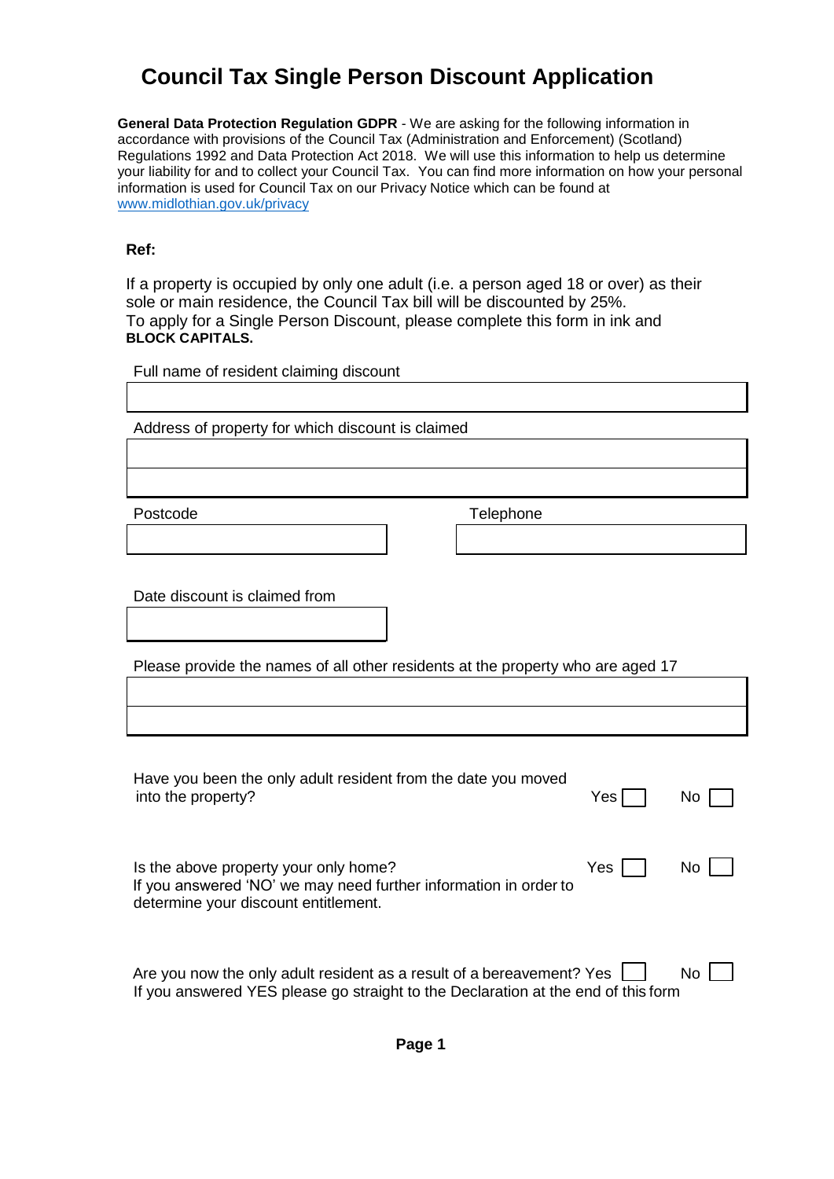# Council Tax Single Person Discount Application

**General Data Protection Regulation GDPR** - We are asking for the following information in accordance with provisions of the Council Tax (Administration and Enforcement) (Scotland) Regulations 1992 and Data Protection Act 2018. We will use this information to help us determine your liability for and to collect your Council Tax. You can find more information on how your personal information is used for Council Tax on our Privacy Notice which can be found at www.midlothian.gov.uk/privacy

**Ref:**

If a property is occupied by only one adult (i.e. a person aged 18 or over) as their sole or main residence, the Council Tax bill will be discounted by 25%.
To apply for a Single Person Discount, please complete this form in ink and **BLOCK CAPITALS.**

Full name of resident claiming discount

Address of property for which discount is claimed

Postcode

Telephone

Date discount is claimed from

Please provide the names of all other residents at the property who are aged 17

Have you been the only adult resident from the date you moved into the property? Yes ☐ No ☐

Is the above property your only home? Yes ☐ No ☐
If you answered 'NO' we may need further information in order to determine your discount entitlement.

Are you now the only adult resident as a result of a bereavement? Yes ☐ No ☐
If you answered YES please go straight to the Declaration at the end of this form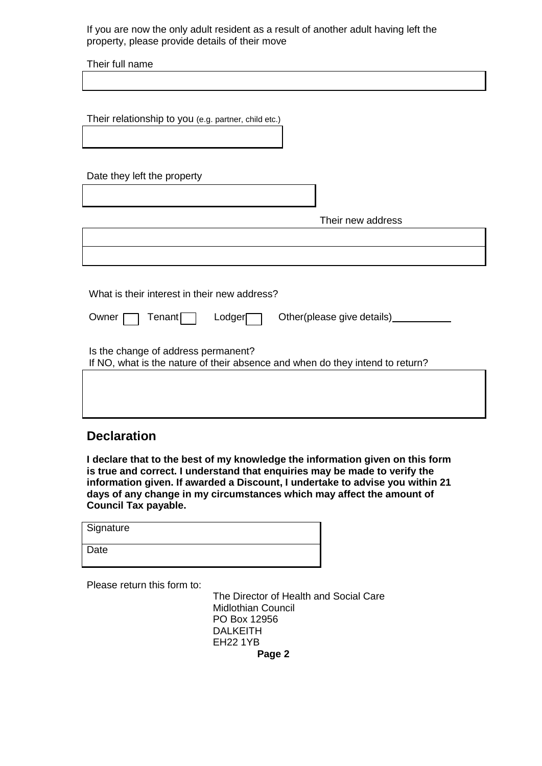If you are now the only adult resident as a result of another adult having left the property, please provide details of their move

Their full name

Their relationship to you (e.g. partner, child etc.)

Date they left the property

Their new address

What is their interest in their new address?

Owner ☐ Tenant ☐ Lodger ☐ Other(please give details)\_\_\_\_\_\_\_\_\_\_

Is the change of address permanent?
If NO, what is the nature of their absence and when do they intend to return?

## Declaration

**I declare that to the best of my knowledge the information given on this form is true and correct. I understand that enquiries may be made to verify the information given. If awarded a Discount, I undertake to advise you within 21 days of any change in my circumstances which may affect the amount of Council Tax payable.**

| | |
|---|---|
| Signature | |
| Date | |

Please return this form to:

The Director of Health and Social Care
Midlothian Council
PO Box 12956
DALKEITH
EH22 1YB